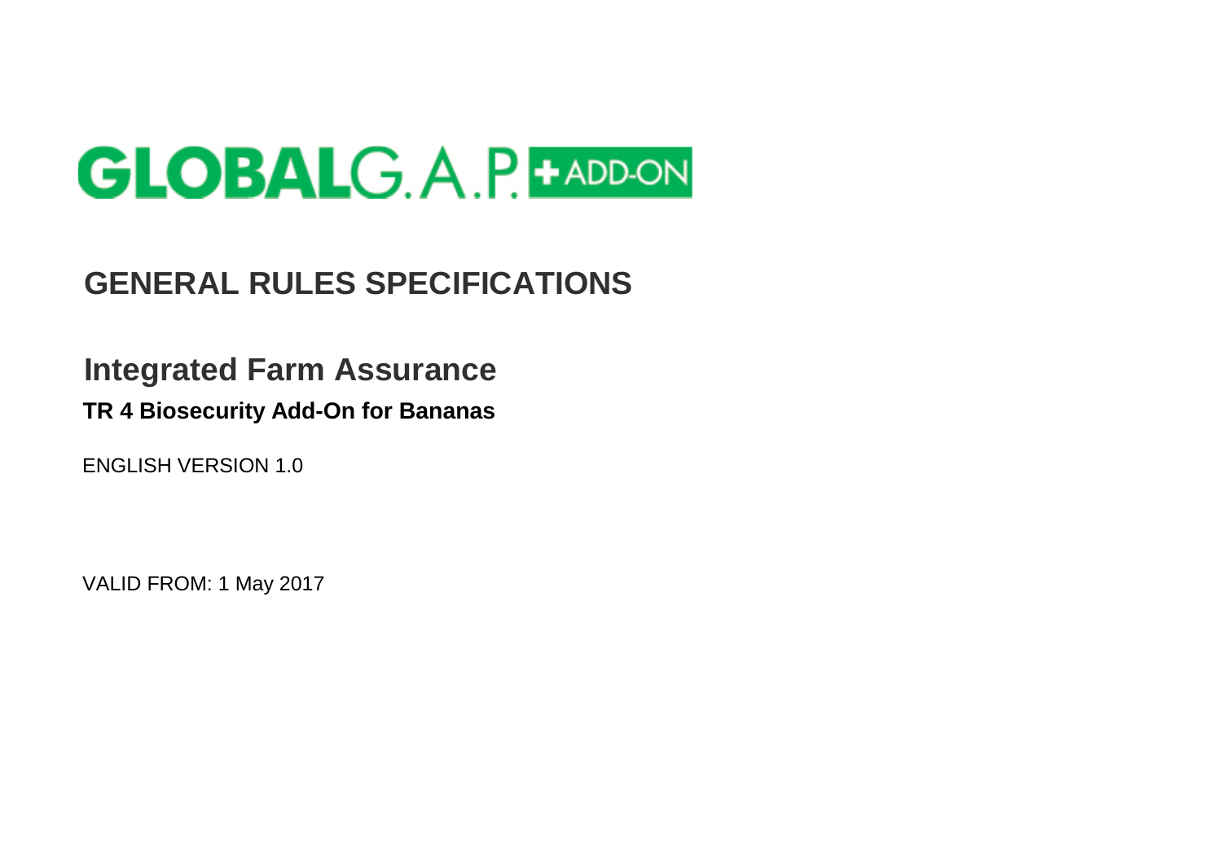GLOBALG.A.P. + ADD-ON

# GENERAL RULES SPECIFICATIONS

## Integrated Farm Assurance

### TR 4 Biosecurity Add-On for Bananas

ENGLISH VERSION 1.0

VALID FROM: 1 May 2017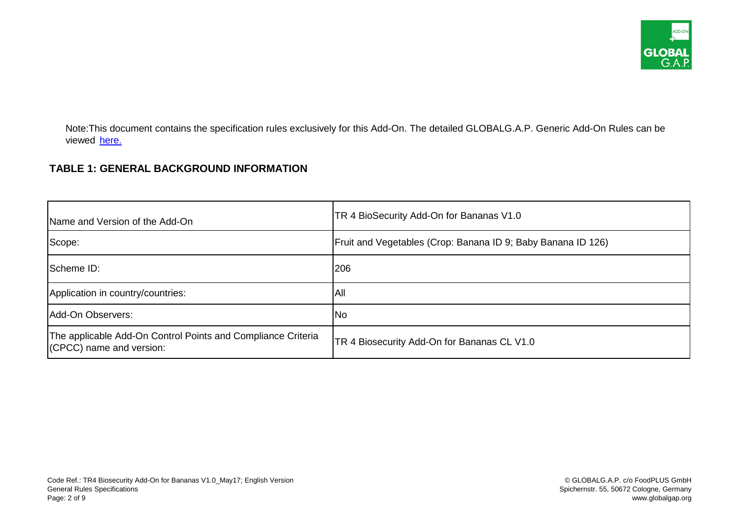Note:This document contains the specification rules exclusively for this Add-On. The detailed GLOBALG.A.P. Generic Add-On Rules can be viewed [here.]

## TABLE 1: GENERAL BACKGROUND INFORMATION

| Name and Version of the Add-On | TR 4 BioSecurity Add-On for Bananas V1.0 |
|---|---|
| Scope: | Fruit and Vegetables (Crop: Banana ID 9; Baby Banana ID 126) |
| Scheme ID: | 206 |
| Application in country/countries: | All |
| Add-On Observers: | No |
| The applicable Add-On Control Points and Compliance Criteria (CPCC) name and version: | TR 4 Biosecurity Add-On for Bananas CL V1.0 |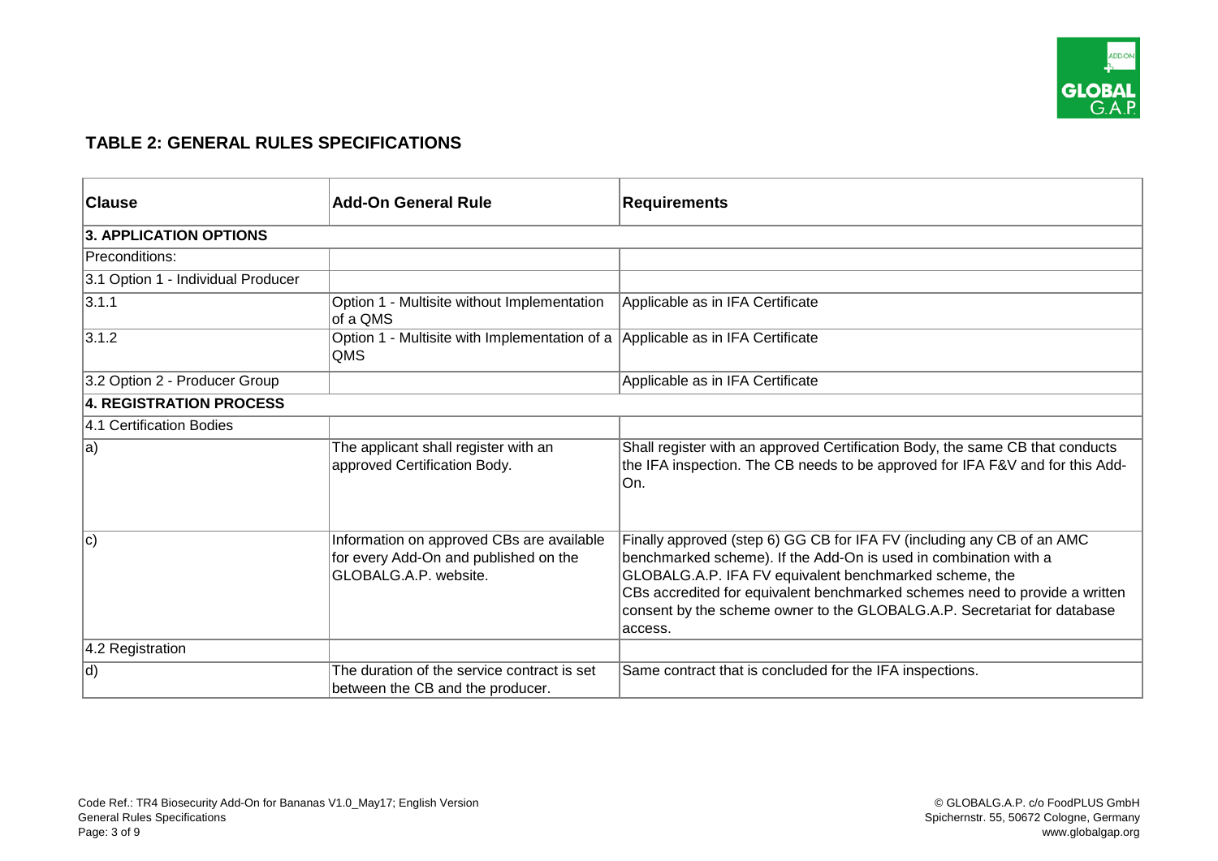## TABLE 2: GENERAL RULES SPECIFICATIONS

| Clause | Add-On General Rule | Requirements |
|---|---|---|
| **3. APPLICATION OPTIONS** | | |
| Preconditions: | | |
| 3.1 Option 1 - Individual Producer | | |
| 3.1.1 | Option 1 - Multisite without Implementation of a QMS | Applicable as in IFA Certificate |
| 3.1.2 | Option 1 - Multisite with Implementation of a QMS | Applicable as in IFA Certificate |
| 3.2 Option 2 - Producer Group | | Applicable as in IFA Certificate |
| **4. REGISTRATION PROCESS** | | |
| 4.1 Certification Bodies | | |
| a) | The applicant shall register with an approved Certification Body. | Shall register with an approved Certification Body, the same CB that conducts the IFA inspection. The CB needs to be approved for IFA F&V and for this Add-On. |
| c) | Information on approved CBs are available for every Add-On and published on the GLOBALG.A.P. website. | Finally approved (step 6) GG CB for IFA FV (including any CB of an AMC benchmarked scheme). If the Add-On is used in combination with a GLOBALG.A.P. IFA FV equivalent benchmarked scheme, the CBs accredited for equivalent benchmarked schemes need to provide a written consent by the scheme owner to the GLOBALG.A.P. Secretariat for database access. |
| 4.2 Registration | | |
| d) | The duration of the service contract is set between the CB and the producer. | Same contract that is concluded for the IFA inspections. |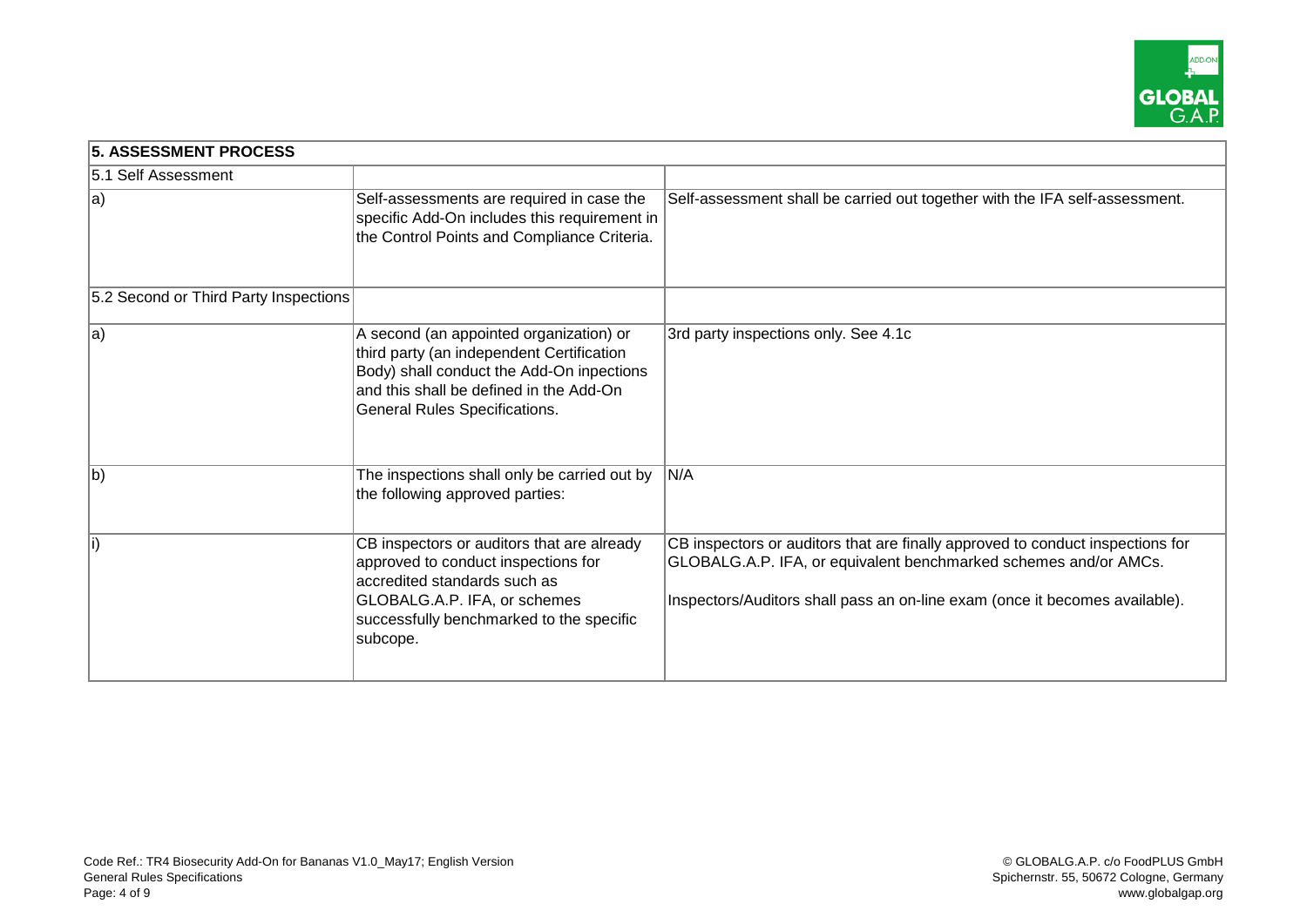| 5. ASSESSMENT PROCESS | | |
|---|---|---|
| 5.1 Self Assessment | | |
| a) | Self-assessments are required in case the specific Add-On includes this requirement in the Control Points and Compliance Criteria. | Self-assessment shall be carried out together with the IFA self-assessment. |
| 5.2 Second or Third Party Inspections | | |
| a) | A second (an appointed organization) or third party (an independent Certification Body) shall conduct the Add-On inpections and this shall be defined in the Add-On General Rules Specifications. | 3rd party inspections only. See 4.1c |
| b) | The inspections shall only be carried out by the following approved parties: | N/A |
| i) | CB inspectors or auditors that are already approved to conduct inspections for accredited standards such as GLOBALG.A.P. IFA, or schemes successfully benchmarked to the specific subcope. | CB inspectors or auditors that are finally approved to conduct inspections for GLOBALG.A.P. IFA, or equivalent benchmarked schemes and/or AMCs.<br><br>Inspectors/Auditors shall pass an on-line exam (once it becomes available). |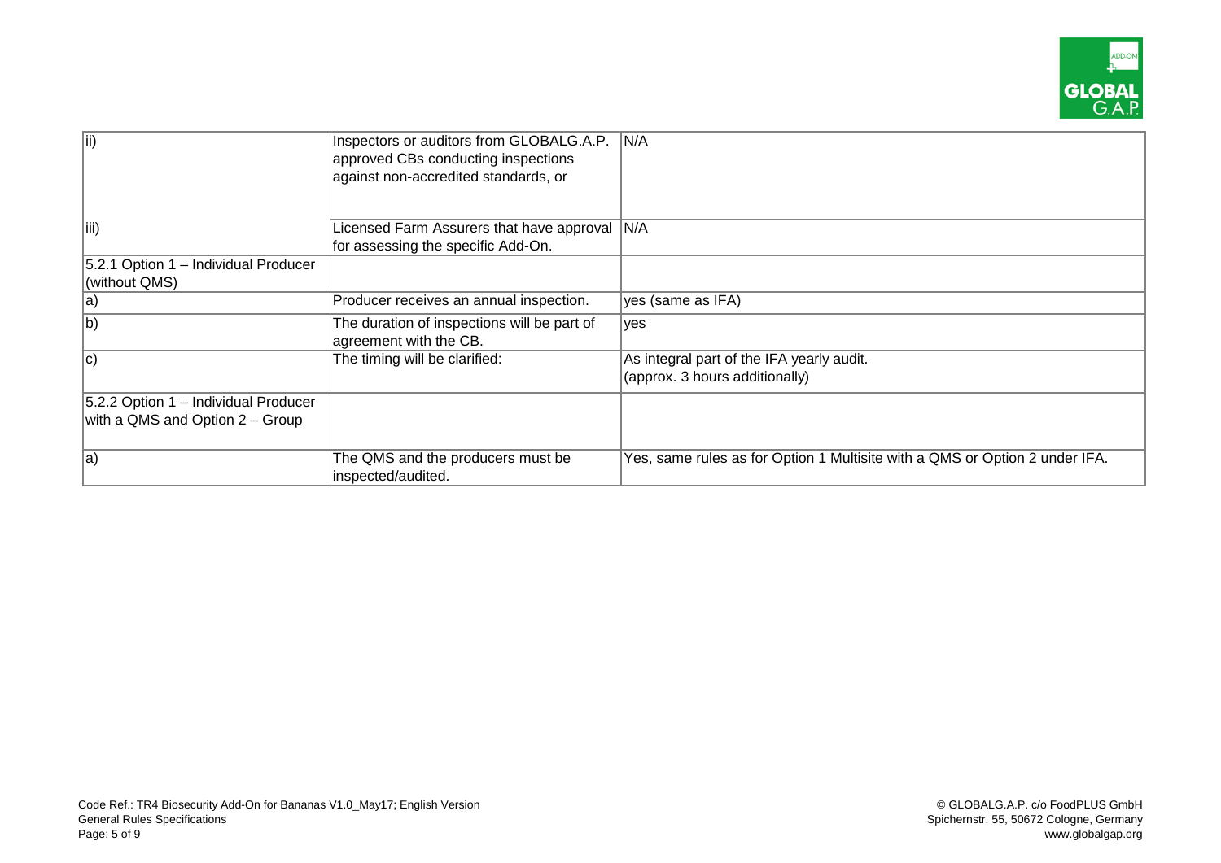| | | |
|---|---|---|
| ii) | Inspectors or auditors from GLOBALG.A.P. approved CBs conducting inspections against non-accredited standards, or | N/A |
| iii) | Licensed Farm Assurers that have approval for assessing the specific Add-On. | N/A |
| 5.2.1 Option 1 – Individual Producer (without QMS) | | |
| a) | Producer receives an annual inspection. | yes (same as IFA) |
| b) | The duration of inspections will be part of agreement with the CB. | yes |
| c) | The timing will be clarified: | As integral part of the IFA yearly audit. (approx. 3 hours additionally) |
| 5.2.2 Option 1 – Individual Producer with a QMS and Option 2 – Group | | |
| a) | The QMS and the producers must be inspected/audited. | Yes, same rules as for Option 1 Multisite with a QMS or Option 2 under IFA. |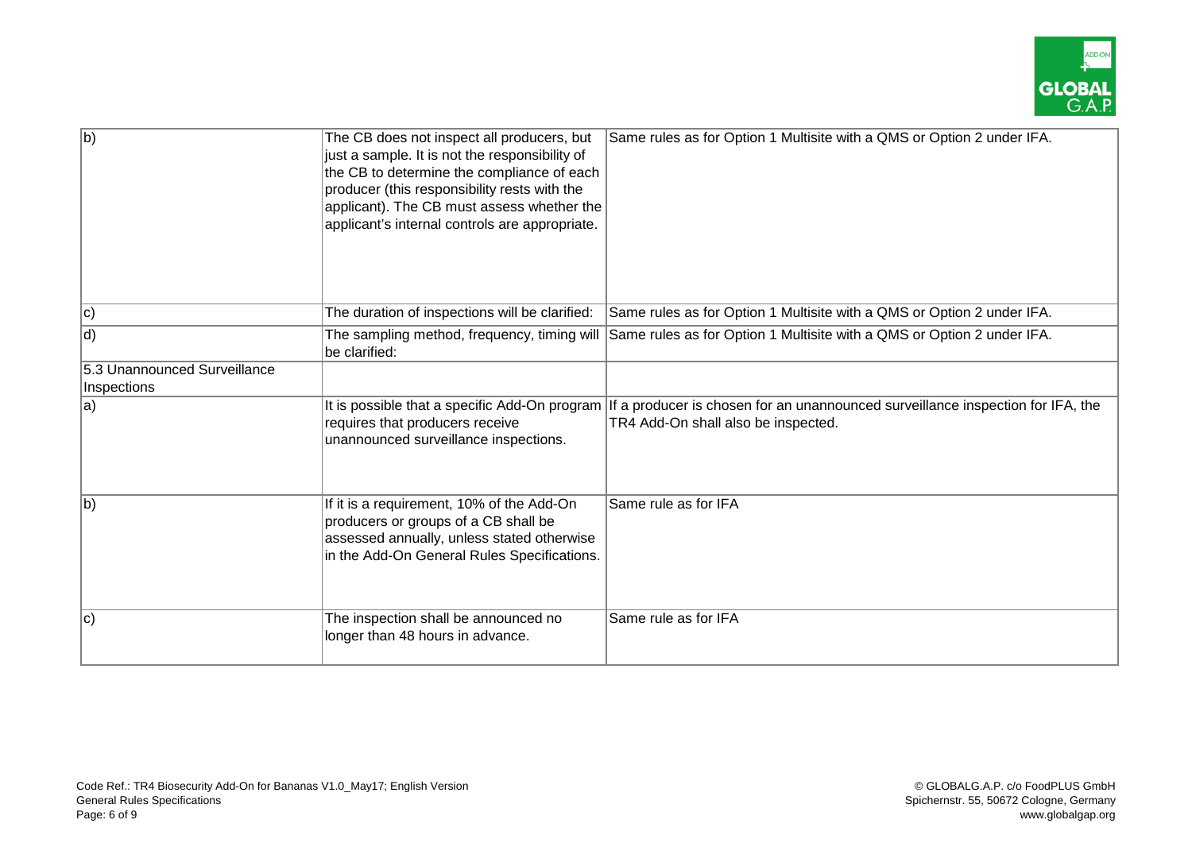| | | |
|---|---|---|
| b) | The CB does not inspect all producers, but just a sample. It is not the responsibility of the CB to determine the compliance of each producer (this responsibility rests with the applicant). The CB must assess whether the applicant's internal controls are appropriate. | Same rules as for Option 1 Multisite with a QMS or Option 2 under IFA. |
| c) | The duration of inspections will be clarified: | Same rules as for Option 1 Multisite with a QMS or Option 2 under IFA. |
| d) | The sampling method, frequency, timing will be clarified: | Same rules as for Option 1 Multisite with a QMS or Option 2 under IFA. |
| 5.3 Unannounced Surveillance Inspections | | |
| a) | It is possible that a specific Add-On program requires that producers receive unannounced surveillance inspections. | If a producer is chosen for an unannounced surveillance inspection for IFA, the TR4 Add-On shall also be inspected. |
| b) | If it is a requirement, 10% of the Add-On producers or groups of a CB shall be assessed annually, unless stated otherwise in the Add-On General Rules Specifications. | Same rule as for IFA |
| c) | The inspection shall be announced no longer than 48 hours in advance. | Same rule as for IFA |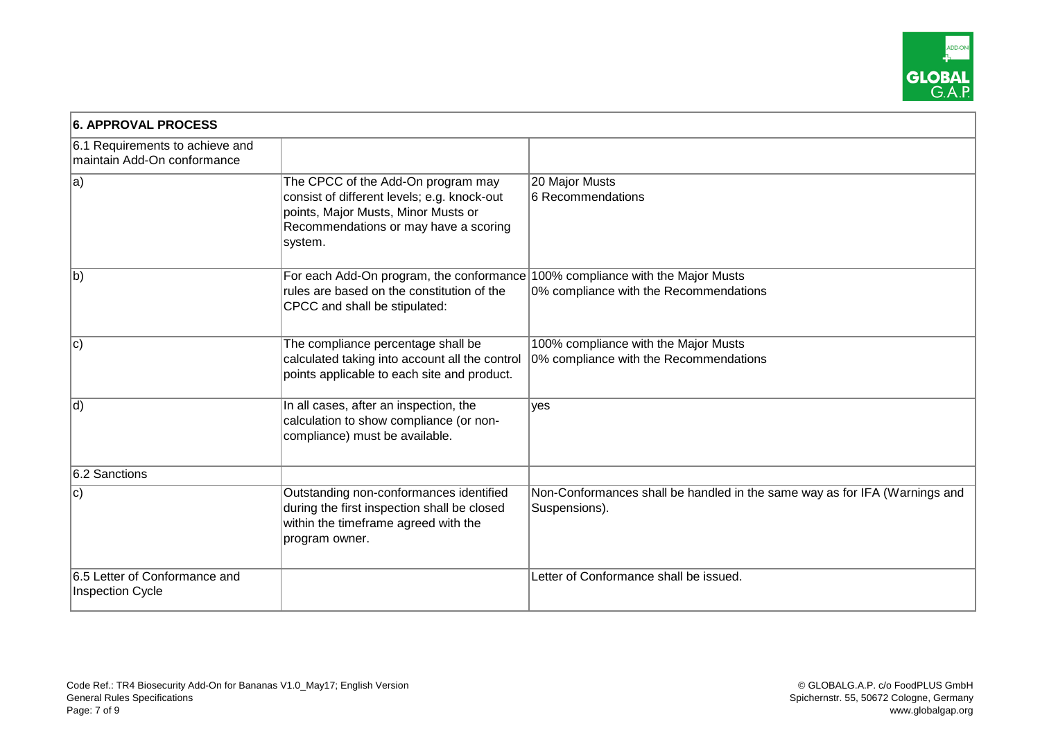| 6. APPROVAL PROCESS | | |
|---|---|---|
| 6.1 Requirements to achieve and maintain Add-On conformance | | |
| a) | The CPCC of the Add-On program may consist of different levels; e.g. knock-out points, Major Musts, Minor Musts or Recommendations or may have a scoring system. | 20 Major Musts<br>6 Recommendations |
| b) | For each Add-On program, the conformance rules are based on the constitution of the CPCC and shall be stipulated: | 100% compliance with the Major Musts<br>0% compliance with the Recommendations |
| c) | The compliance percentage shall be calculated taking into account all the control points applicable to each site and product. | 100% compliance with the Major Musts<br>0% compliance with the Recommendations |
| d) | In all cases, after an inspection, the calculation to show compliance (or non-compliance) must be available. | yes |
| 6.2 Sanctions | | |
| c) | Outstanding non-conformances identified during the first inspection shall be closed within the timeframe agreed with the program owner. | Non-Conformances shall be handled in the same way as for IFA (Warnings and Suspensions). |
| 6.5 Letter of Conformance and Inspection Cycle | | Letter of Conformance shall be issued. |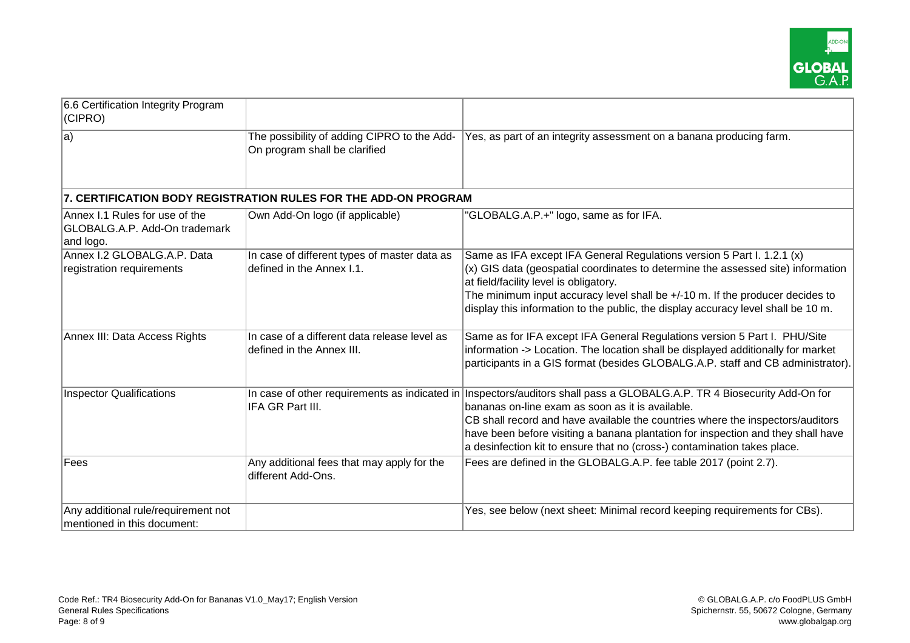| 6.6 Certification Integrity Program (CIPRO) | | |
|---|---|---|
| a) | The possibility of adding CIPRO to the Add-On program shall be clarified | Yes, as part of an integrity assessment on a banana producing farm. |
| **7. CERTIFICATION BODY REGISTRATION RULES FOR THE ADD-ON PROGRAM** | | |
| Annex I.1 Rules for use of the GLOBALG.A.P. Add-On trademark and logo. | Own Add-On logo (if applicable) | "GLOBALG.A.P.+" logo, same as for IFA. |
| Annex I.2 GLOBALG.A.P. Data registration requirements | In case of different types of master data as defined in the Annex I.1. | Same as IFA except IFA General Regulations version 5 Part I. 1.2.1 (x)<br>(x) GIS data (geospatial coordinates to determine the assessed site) information at field/facility level is obligatory.<br>The minimum input accuracy level shall be +/-10 m. If the producer decides to display this information to the public, the display accuracy level shall be 10 m. |
| Annex III: Data Access Rights | In case of a different data release level as defined in the Annex III. | Same as for IFA except IFA General Regulations version 5 Part I. PHU/Site information -> Location. The location shall be displayed additionally for market participants in a GIS format (besides GLOBALG.A.P. staff and CB administrator). |
| Inspector Qualifications | In case of other requirements as indicated in IFA GR Part III. | Inspectors/auditors shall pass a GLOBALG.A.P. TR 4 Biosecurity Add-On for bananas on-line exam as soon as it is available.<br>CB shall record and have available the countries where the inspectors/auditors have been before visiting a banana plantation for inspection and they shall have a desinfection kit to ensure that no (cross-) contamination takes place. |
| Fees | Any additional fees that may apply for the different Add-Ons. | Fees are defined in the GLOBALG.A.P. fee table 2017 (point 2.7). |
| Any additional rule/requirement not mentioned in this document: | | Yes, see below (next sheet: Minimal record keeping requirements for CBs). |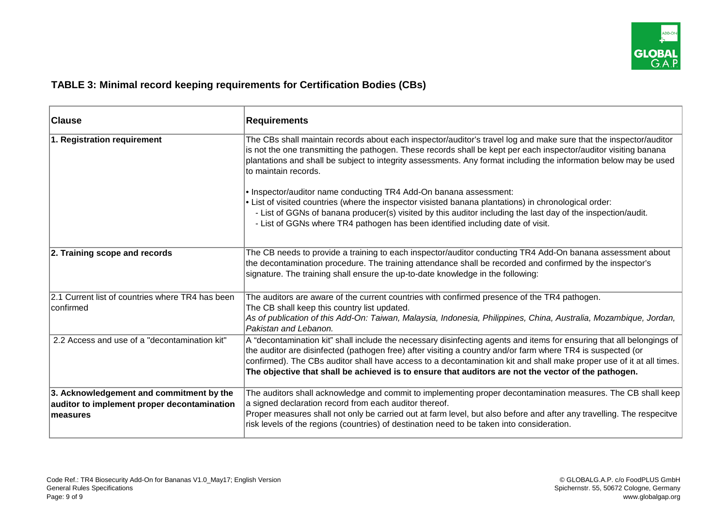## TABLE 3: Minimal record keeping requirements for Certification Bodies (CBs)

| Clause | Requirements |
|---|---|
| **1. Registration requirement** | The CBs shall maintain records about each inspector/auditor's travel log and make sure that the inspector/auditor is not the one transmitting the pathogen. These records shall be kept per each inspector/auditor visiting banana plantations and shall be subject to integrity assessments. Any format including the information below may be used to maintain records.<br><br>• Inspector/auditor name conducting TR4 Add-On banana assessment:<br>• List of visited countries (where the inspector visisted banana plantations) in chronological order:<br>- List of GGNs of banana producer(s) visited by this auditor including the last day of the inspection/audit.<br>- List of GGNs where TR4 pathogen has been identified including date of visit. |
| **2. Training scope and records** | The CB needs to provide a training to each inspector/auditor conducting TR4 Add-On banana assessment about the decontamination procedure. The training attendance shall be recorded and confirmed by the inspector's signature. The training shall ensure the up-to-date knowledge in the following: |
| 2.1 Current list of countries where TR4 has been confirmed | The auditors are aware of the current countries with confirmed presence of the TR4 pathogen.<br>The CB shall keep this country list updated.<br>*As of publication of this Add-On: Taiwan, Malaysia, Indonesia, Philippines, China, Australia, Mozambique, Jordan, Pakistan and Lebanon.* |
| 2.2 Access and use of a "decontamination kit" | A "decontamination kit" shall include the necessary disinfecting agents and items for ensuring that all belongings of the auditor are disinfected (pathogen free) after visiting a country and/or farm where TR4 is suspected (or confirmed). The CBs auditor shall have access to a decontamination kit and shall make proper use of it at all times.<br>**The objective that shall be achieved is to ensure that auditors are not the vector of the pathogen.** |
| **3. Acknowledgement and commitment by the auditor to implement proper decontamination measures** | The auditors shall acknowledge and commit to implementing proper decontamination measures. The CB shall keep a signed declaration record from each auditor thereof.<br>Proper measures shall not only be carried out at farm level, but also before and after any travelling. The respecitve risk levels of the regions (countries) of destination need to be taken into consideration. |